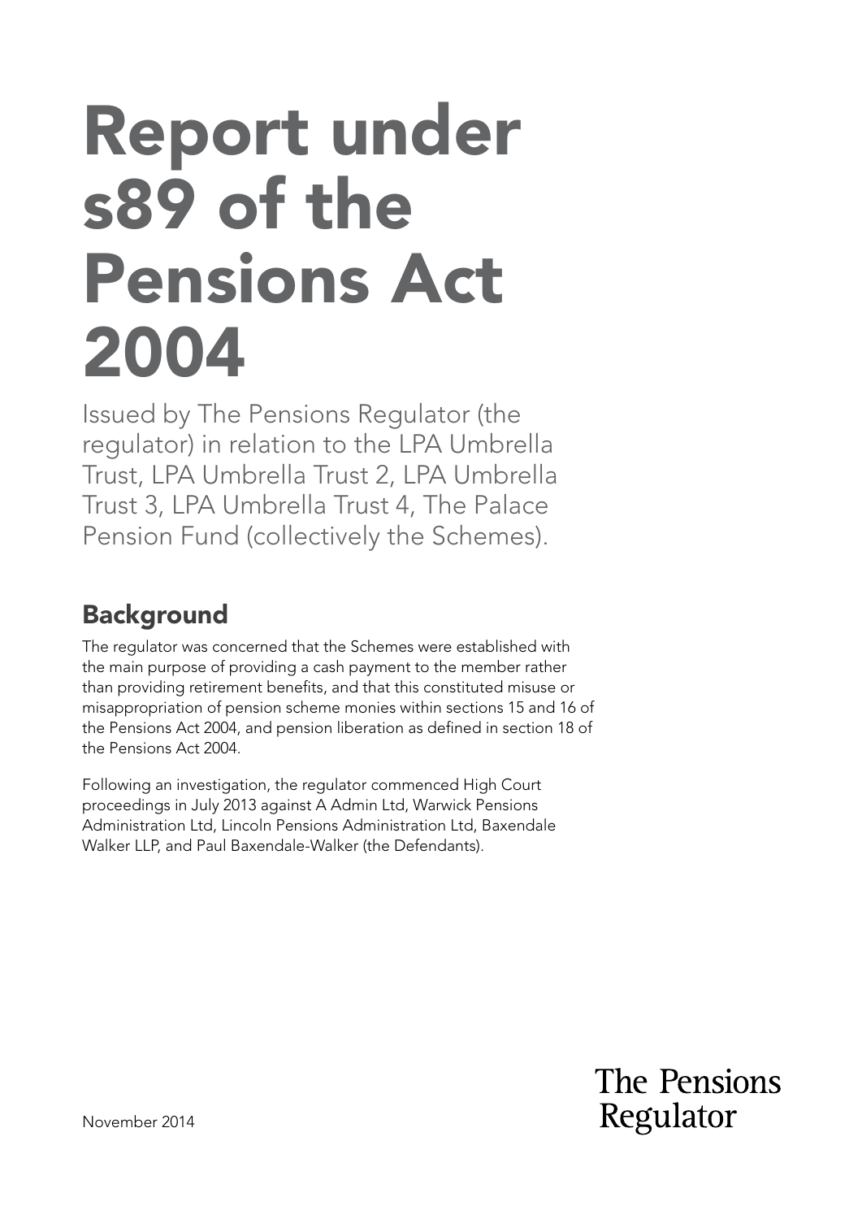# Report under s89 of the Pensions Act 2004

Issued by The Pensions Regulator (the regulator) in relation to the LPA Umbrella Trust, LPA Umbrella Trust 2, LPA Umbrella Trust 3, LPA Umbrella Trust 4, The Palace Pension Fund (collectively the Schemes).

## Background

The regulator was concerned that the Schemes were established with the main purpose of providing a cash payment to the member rather than providing retirement benefits, and that this constituted misuse or misappropriation of pension scheme monies within sections 15 and 16 of the Pensions Act 2004, and pension liberation as defined in section 18 of the Pensions Act 2004.

Following an investigation, the regulator commenced High Court proceedings in July 2013 against A Admin Ltd, Warwick Pensions Administration Ltd, Lincoln Pensions Administration Ltd, Baxendale Walker LLP, and Paul Baxendale-Walker (the Defendants).

November 2014

The Pensions Regulator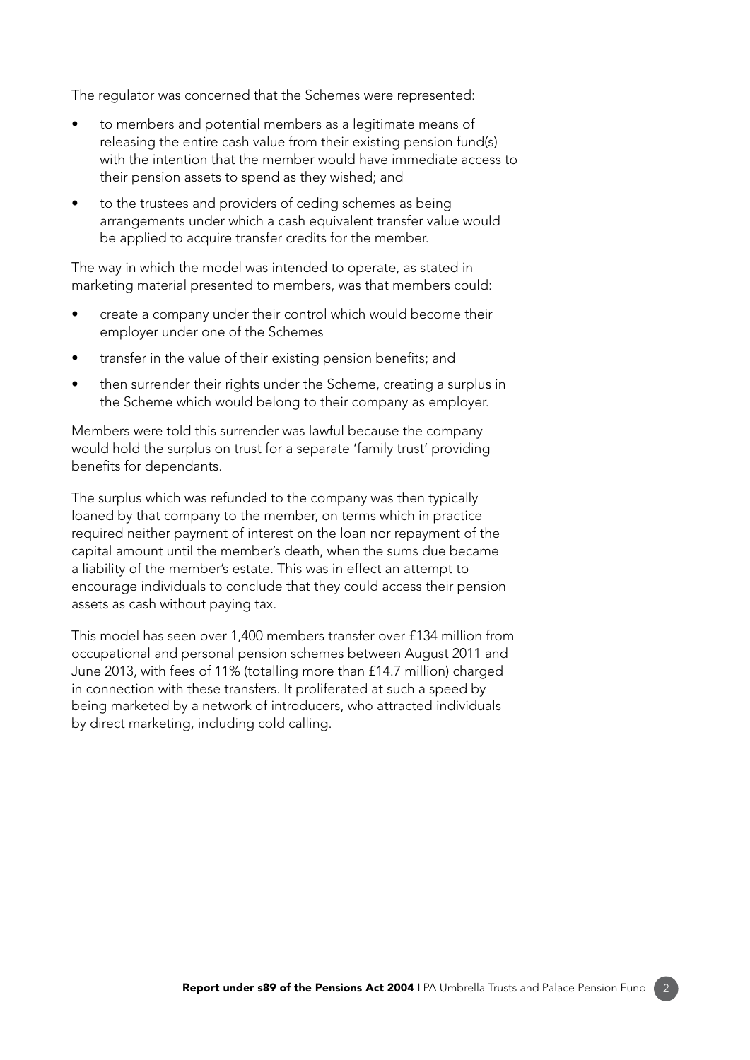The regulator was concerned that the Schemes were represented:

- to members and potential members as a legitimate means of releasing the entire cash value from their existing pension fund(s) with the intention that the member would have immediate access to their pension assets to spend as they wished; and
- to the trustees and providers of ceding schemes as being arrangements under which a cash equivalent transfer value would be applied to acquire transfer credits for the member.

The way in which the model was intended to operate, as stated in marketing material presented to members, was that members could:

- create a company under their control which would become their employer under one of the Schemes
- transfer in the value of their existing pension benefits; and
- then surrender their rights under the Scheme, creating a surplus in the Scheme which would belong to their company as employer.

Members were told this surrender was lawful because the company would hold the surplus on trust for a separate 'family trust' providing benefits for dependants.

The surplus which was refunded to the company was then typically loaned by that company to the member, on terms which in practice required neither payment of interest on the loan nor repayment of the capital amount until the member's death, when the sums due became a liability of the member's estate. This was in effect an attempt to encourage individuals to conclude that they could access their pension assets as cash without paying tax.

This model has seen over 1,400 members transfer over £134 million from occupational and personal pension schemes between August 2011 and June 2013, with fees of 11% (totalling more than £14.7 million) charged in connection with these transfers. It proliferated at such a speed by being marketed by a network of introducers, who attracted individuals by direct marketing, including cold calling.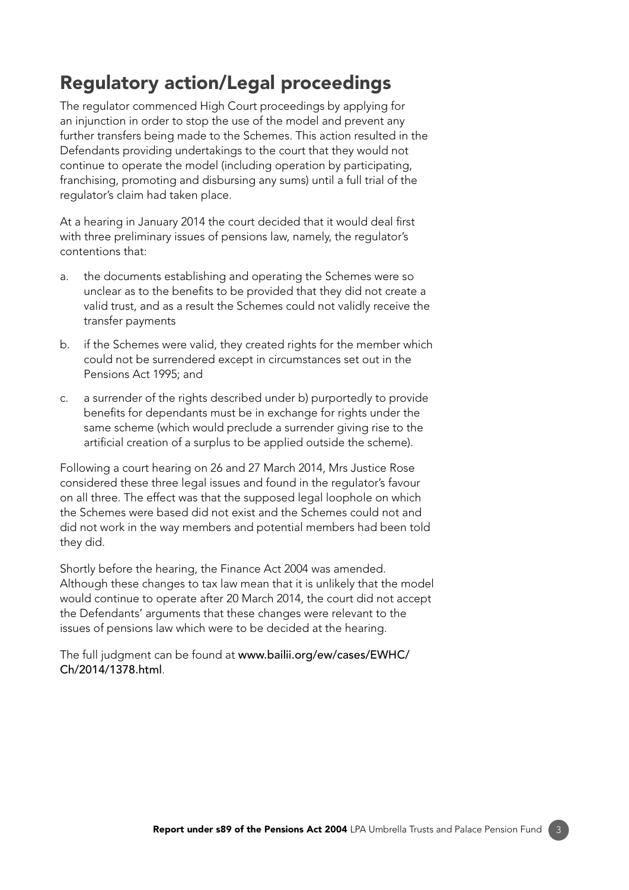## Regulatory action/Legal proceedings

The regulator commenced High Court proceedings by applying for an injunction in order to stop the use of the model and prevent any further transfers being made to the Schemes. This action resulted in the Defendants providing undertakings to the court that they would not continue to operate the model (including operation by participating, franchising, promoting and disbursing any sums) until a full trial of the regulator's claim had taken place.

At a hearing in January 2014 the court decided that it would deal first with three preliminary issues of pensions law, namely, the regulator's contentions that:

a. the documents establishing and operating the Schemes were so unclear as to the benefits to be provided that they did not create a valid trust, and as a result the Schemes could not validly receive the transfer payments

b. if the Schemes were valid, they created rights for the member which could not be surrendered except in circumstances set out in the Pensions Act 1995; and

c. a surrender of the rights described under b) purportedly to provide benefits for dependants must be in exchange for rights under the same scheme (which would preclude a surrender giving rise to the artificial creation of a surplus to be applied outside the scheme).

Following a court hearing on 26 and 27 March 2014, Mrs Justice Rose considered these three legal issues and found in the regulator's favour on all three. The effect was that the supposed legal loophole on which the Schemes were based did not exist and the Schemes could not and did not work in the way members and potential members had been told they did.

Shortly before the hearing, the Finance Act 2004 was amended. Although these changes to tax law mean that it is unlikely that the model would continue to operate after 20 March 2014, the court did not accept the Defendants' arguments that these changes were relevant to the issues of pensions law which were to be decided at the hearing.

The full judgment can be found at **www.bailii.org/ew/cases/EWHC/Ch/2014/1378.html**.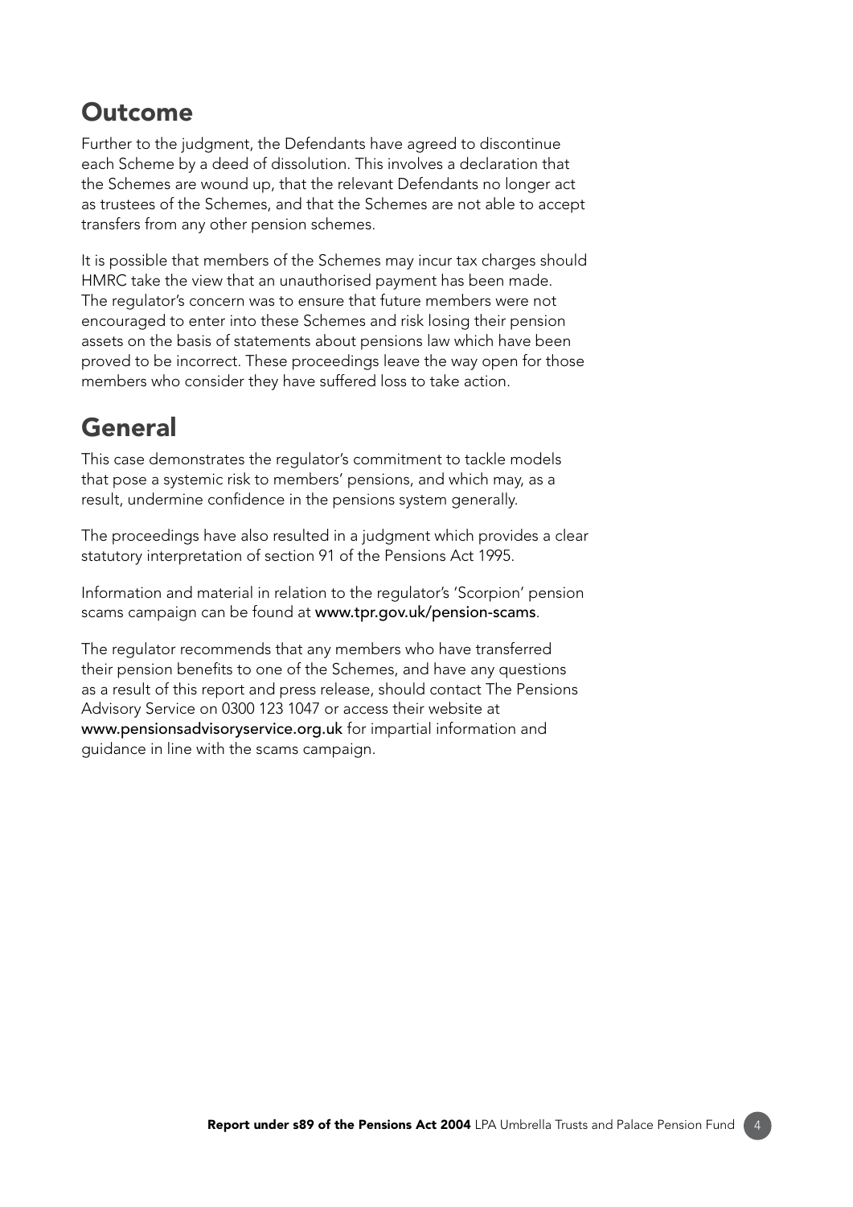## Outcome

Further to the judgment, the Defendants have agreed to discontinue each Scheme by a deed of dissolution. This involves a declaration that the Schemes are wound up, that the relevant Defendants no longer act as trustees of the Schemes, and that the Schemes are not able to accept transfers from any other pension schemes.

It is possible that members of the Schemes may incur tax charges should HMRC take the view that an unauthorised payment has been made. The regulator's concern was to ensure that future members were not encouraged to enter into these Schemes and risk losing their pension assets on the basis of statements about pensions law which have been proved to be incorrect. These proceedings leave the way open for those members who consider they have suffered loss to take action.

## General

This case demonstrates the regulator's commitment to tackle models that pose a systemic risk to members' pensions, and which may, as a result, undermine confidence in the pensions system generally.

The proceedings have also resulted in a judgment which provides a clear statutory interpretation of section 91 of the Pensions Act 1995.

Information and material in relation to the regulator's 'Scorpion' pension scams campaign can be found at **www.tpr.gov.uk/pension-scams**.

The regulator recommends that any members who have transferred their pension benefits to one of the Schemes, and have any questions as a result of this report and press release, should contact The Pensions Advisory Service on 0300 123 1047 or access their website at **www.pensionsadvisoryservice.org.uk** for impartial information and guidance in line with the scams campaign.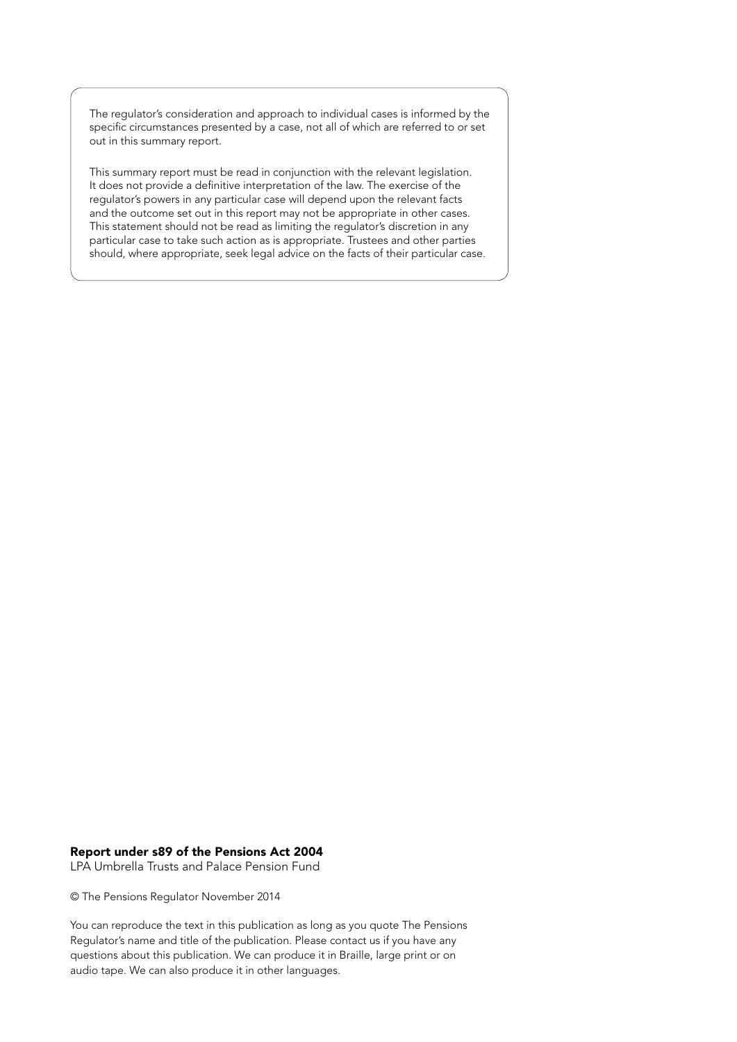The regulator's consideration and approach to individual cases is informed by the specific circumstances presented by a case, not all of which are referred to or set out in this summary report.

This summary report must be read in conjunction with the relevant legislation. It does not provide a definitive interpretation of the law. The exercise of the regulator's powers in any particular case will depend upon the relevant facts and the outcome set out in this report may not be appropriate in other cases. This statement should not be read as limiting the regulator's discretion in any particular case to take such action as is appropriate. Trustees and other parties should, where appropriate, seek legal advice on the facts of their particular case.

**Report under s89 of the Pensions Act 2004**
LPA Umbrella Trusts and Palace Pension Fund

© The Pensions Regulator November 2014

You can reproduce the text in this publication as long as you quote The Pensions Regulator's name and title of the publication. Please contact us if you have any questions about this publication. We can produce it in Braille, large print or on audio tape. We can also produce it in other languages.